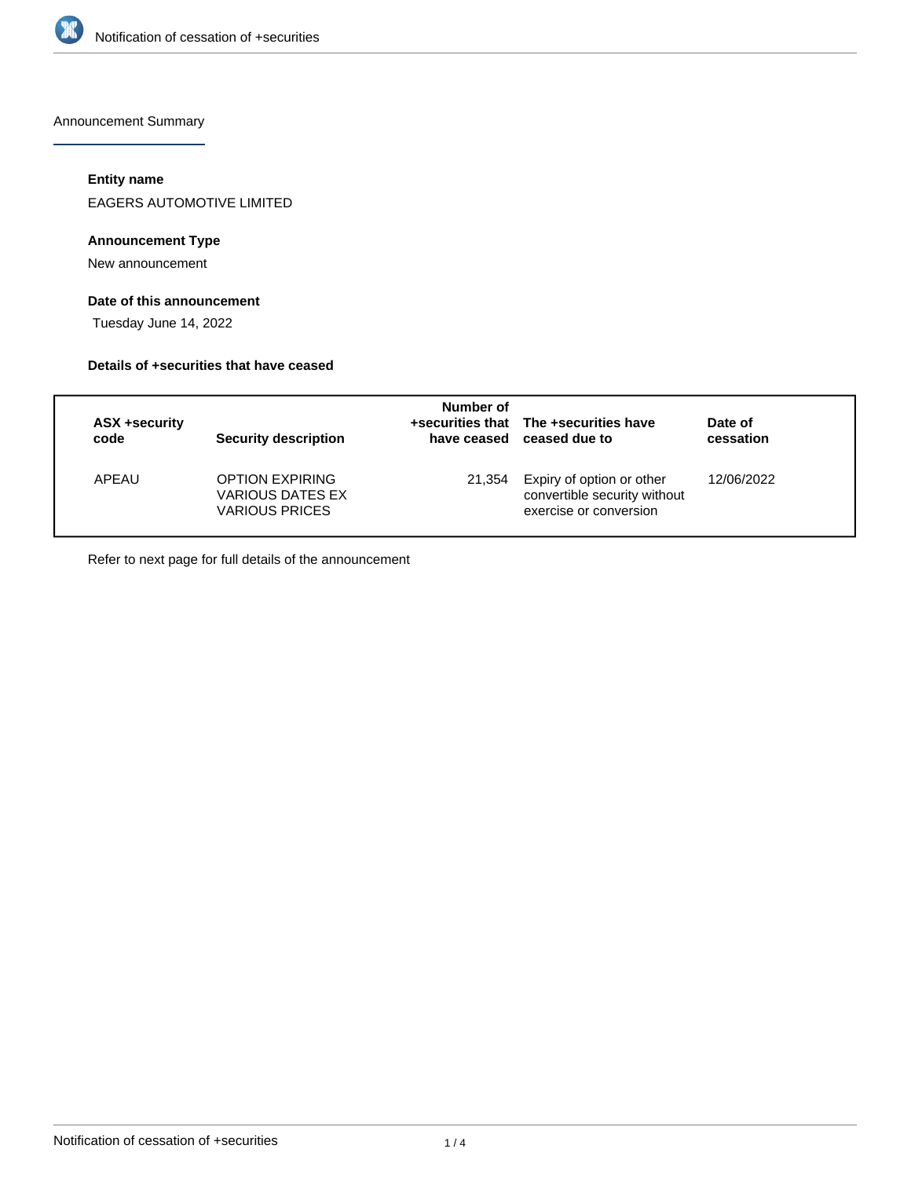Announcement Summary

**Entity name**

EAGERS AUTOMOTIVE LIMITED

**Announcement Type**

New announcement

**Date of this announcement**

Tuesday June 14, 2022

**Details of +securities that have ceased**

| ASX +security code | Security description | Number of +securities that have ceased | The +securities have ceased due to | Date of cessation |
| --- | --- | --- | --- | --- |
| APEAU | OPTION EXPIRING VARIOUS DATES EX VARIOUS PRICES | 21,354 | Expiry of option or other convertible security without exercise or conversion | 12/06/2022 |

Refer to next page for full details of the announcement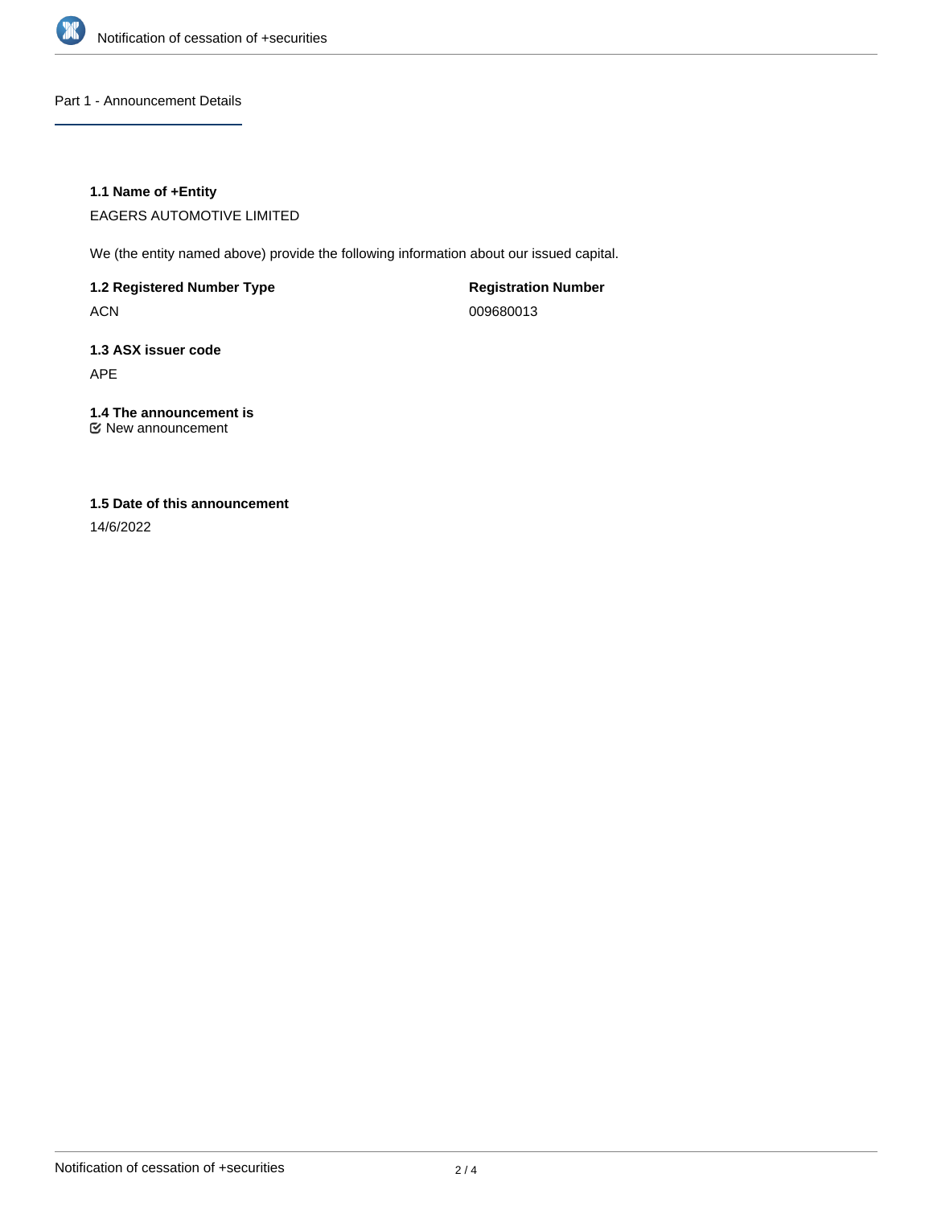Part 1 - Announcement Details

### 1.1 Name of +Entity

EAGERS AUTOMOTIVE LIMITED

We (the entity named above) provide the following information about our issued capital.

**1.2 Registered Number Type**

ACN

**Registration Number**

009680013

### 1.3 ASX issuer code

APE

### 1.4 The announcement is

☑ New announcement

### 1.5 Date of this announcement

14/6/2022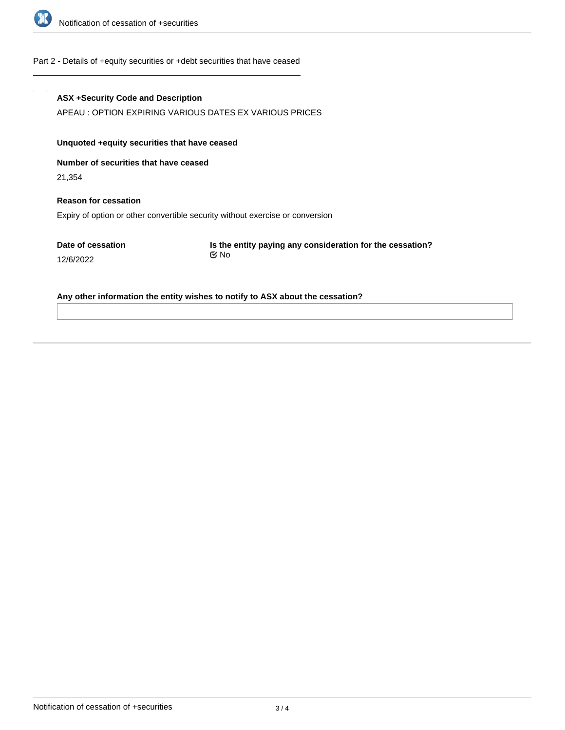## Part 2 - Details of +equity securities or +debt securities that have ceased

**ASX +Security Code and Description**

APEAU : OPTION EXPIRING VARIOUS DATES EX VARIOUS PRICES

**Unquoted +equity securities that have ceased**

**Number of securities that have ceased**

21,354

**Reason for cessation**

Expiry of option or other convertible security without exercise or conversion

**Date of cessation**

12/6/2022

**Is the entity paying any consideration for the cessation?**

No

**Any other information the entity wishes to notify to ASX about the cessation?**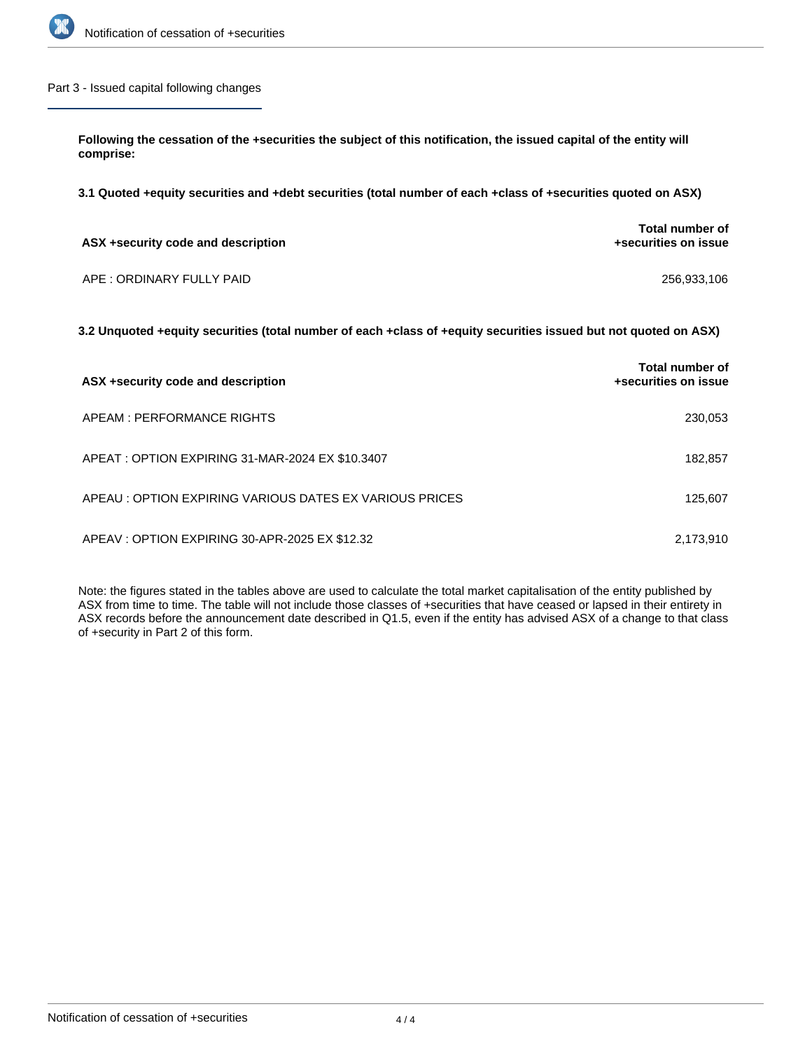## Part 3 - Issued capital following changes

**Following the cessation of the +securities the subject of this notification, the issued capital of the entity will comprise:**

**3.1 Quoted +equity securities and +debt securities (total number of each +class of +securities quoted on ASX)**

| ASX +security code and description | Total number of +securities on issue |
| --- | --- |
| APE : ORDINARY FULLY PAID | 256,933,106 |

**3.2 Unquoted +equity securities (total number of each +class of +equity securities issued but not quoted on ASX)**

| ASX +security code and description | Total number of +securities on issue |
| --- | --- |
| APEAM : PERFORMANCE RIGHTS | 230,053 |
| APEAT : OPTION EXPIRING 31-MAR-2024 EX $10.3407 | 182,857 |
| APEAU : OPTION EXPIRING VARIOUS DATES EX VARIOUS PRICES | 125,607 |
| APEAV : OPTION EXPIRING 30-APR-2025 EX $12.32 | 2,173,910 |

Note: the figures stated in the tables above are used to calculate the total market capitalisation of the entity published by ASX from time to time. The table will not include those classes of +securities that have ceased or lapsed in their entirety in ASX records before the announcement date described in Q1.5, even if the entity has advised ASX of a change to that class of +security in Part 2 of this form.